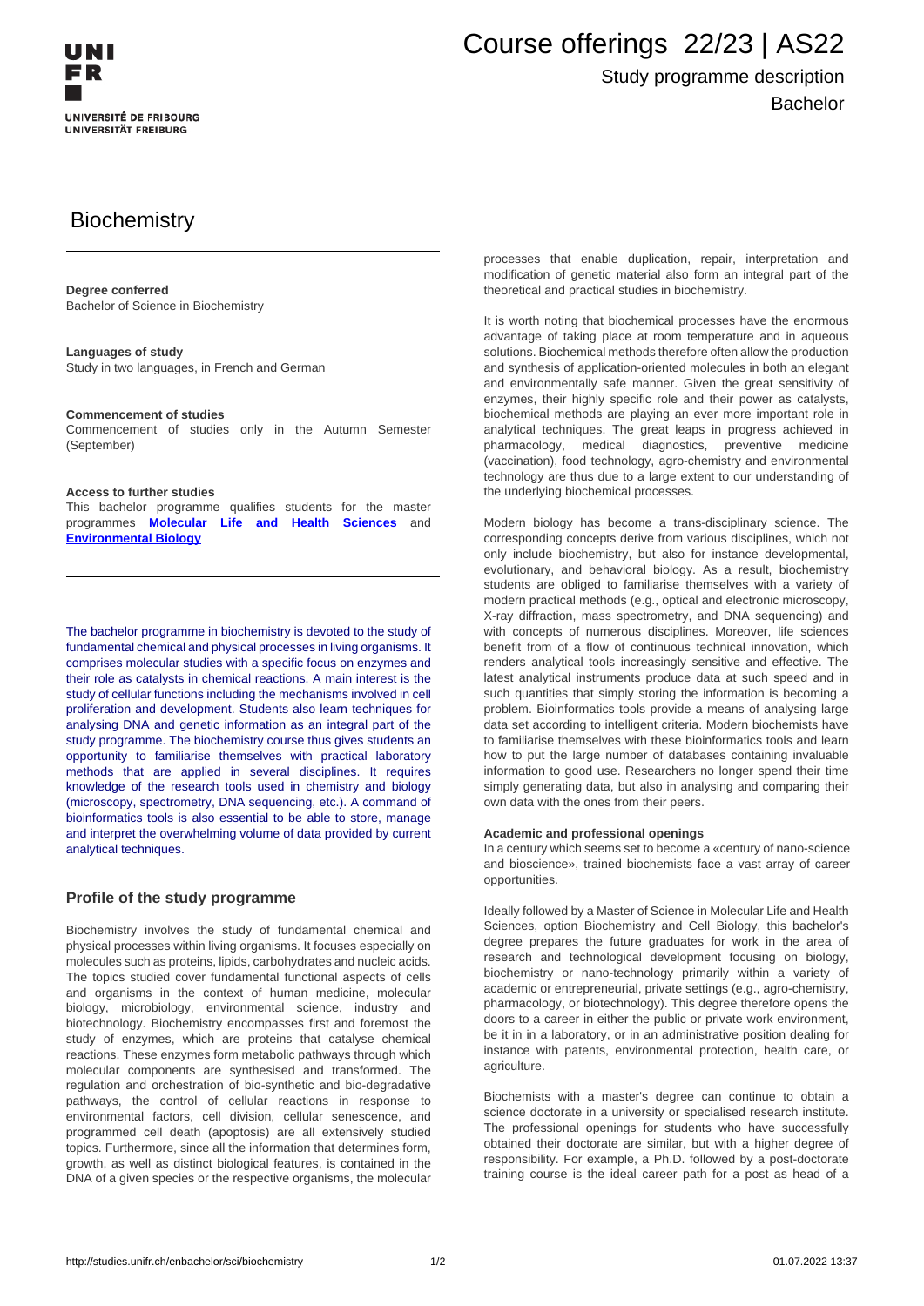# Course offerings 22/23 | AS22

## Study programme description

Bachelor

# Biochemistry

**Degree conferred**
Bachelor of Science in Biochemistry

**Languages of study**
Study in two languages, in French and German

**Commencement of studies**
Commencement of studies only in the Autumn Semester (September)

**Access to further studies**
This bachelor programme qualifies students for the master programmes **Molecular Life and Health Sciences** and **Environmental Biology**

The bachelor programme in biochemistry is devoted to the study of fundamental chemical and physical processes in living organisms. It comprises molecular studies with a specific focus on enzymes and their role as catalysts in chemical reactions. A main interest is the study of cellular functions including the mechanisms involved in cell proliferation and development. Students also learn techniques for analysing DNA and genetic information as an integral part of the study programme. The biochemistry course thus gives students an opportunity to familiarise themselves with practical laboratory methods that are applied in several disciplines. It requires knowledge of the research tools used in chemistry and biology (microscopy, spectrometry, DNA sequencing, etc.). A command of bioinformatics tools is also essential to be able to store, manage and interpret the overwhelming volume of data provided by current analytical techniques.

## Profile of the study programme

Biochemistry involves the study of fundamental chemical and physical processes within living organisms. It focuses especially on molecules such as proteins, lipids, carbohydrates and nucleic acids. The topics studied cover fundamental functional aspects of cells and organisms in the context of human medicine, molecular biology, microbiology, environmental science, industry and biotechnology. Biochemistry encompasses first and foremost the study of enzymes, which are proteins that catalyse chemical reactions. These enzymes form metabolic pathways through which molecular components are synthesised and transformed. The regulation and orchestration of bio-synthetic and bio-degradative pathways, the control of cellular reactions in response to environmental factors, cell division, cellular senescence, and programmed cell death (apoptosis) are all extensively studied topics. Furthermore, since all the information that determines form, growth, as well as distinct biological features, is contained in the DNA of a given species or the respective organisms, the molecular processes that enable duplication, repair, interpretation and modification of genetic material also form an integral part of the theoretical and practical studies in biochemistry.

It is worth noting that biochemical processes have the enormous advantage of taking place at room temperature and in aqueous solutions. Biochemical methods therefore often allow the production and synthesis of application-oriented molecules in both an elegant and environmentally safe manner. Given the great sensitivity of enzymes, their highly specific role and their power as catalysts, biochemical methods are playing an ever more important role in analytical techniques. The great leaps in progress achieved in pharmacology, medical diagnostics, preventive medicine (vaccination), food technology, agro-chemistry and environmental technology are thus due to a large extent to our understanding of the underlying biochemical processes.

Modern biology has become a trans-disciplinary science. The corresponding concepts derive from various disciplines, which not only include biochemistry, but also for instance developmental, evolutionary, and behavioral biology. As a result, biochemistry students are obliged to familiarise themselves with a variety of modern practical methods (e.g., optical and electronic microscopy, X-ray diffraction, mass spectrometry, and DNA sequencing) and with concepts of numerous disciplines. Moreover, life sciences benefit from of a flow of continuous technical innovation, which renders analytical tools increasingly sensitive and effective. The latest analytical instruments produce data at such speed and in such quantities that simply storing the information is becoming a problem. Bioinformatics tools provide a means of analysing large data set according to intelligent criteria. Modern biochemists have to familiarise themselves with these bioinformatics tools and learn how to put the large number of databases containing invaluable information to good use. Researchers no longer spend their time simply generating data, but also in analysing and comparing their own data with the ones from their peers.

**Academic and professional openings**
In a century which seems set to become a «century of nano-science and bioscience», trained biochemists face a vast array of career opportunities.

Ideally followed by a Master of Science in Molecular Life and Health Sciences, option Biochemistry and Cell Biology, this bachelor's degree prepares the future graduates for work in the area of research and technological development focusing on biology, biochemistry or nano-technology primarily within a variety of academic or entrepreneurial, private settings (e.g., agro-chemistry, pharmacology, or biotechnology). This degree therefore opens the doors to a career in either the public or private work environment, be it in in a laboratory, or in an administrative position dealing for instance with patents, environmental protection, health care, or agriculture.

Biochemists with a master's degree can continue to obtain a science doctorate in a university or specialised research institute. The professional openings for students who have successfully obtained their doctorate are similar, but with a higher degree of responsibility. For example, a Ph.D. followed by a post-doctorate training course is the ideal career path for a post as head of a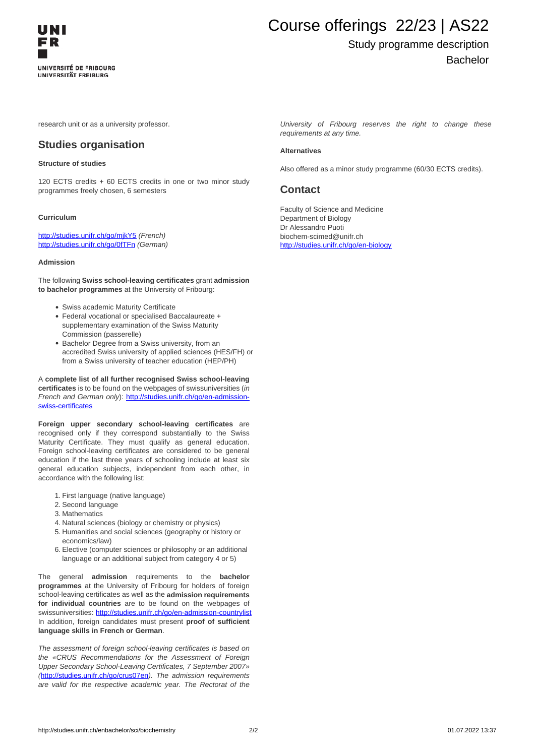research unit or as a university professor.

## Studies organisation

**Structure of studies**

120 ECTS credits + 60 ECTS credits in one or two minor study programmes freely chosen, 6 semesters

**Curriculum**

http://studies.unifr.ch/go/mjkY5 *(French)*
http://studies.unifr.ch/go/0fTFn *(German)*

**Admission**

The following **Swiss school-leaving certificates** grant **admission to bachelor programmes** at the University of Fribourg:

- Swiss academic Maturity Certificate
- Federal vocational or specialised Baccalaureate + supplementary examination of the Swiss Maturity Commission (passerelle)
- Bachelor Degree from a Swiss university, from an accredited Swiss university of applied sciences (HES/FH) or from a Swiss university of teacher education (HEP/PH)

A **complete list of all further recognised Swiss school-leaving certificates** is to be found on the webpages of swissuniversities (*in French and German only*): http://studies.unifr.ch/go/en-admission-swiss-certificates

**Foreign upper secondary school-leaving certificates** are recognised only if they correspond substantially to the Swiss Maturity Certificate. They must qualify as general education. Foreign school-leaving certificates are considered to be general education if the last three years of schooling include at least six general education subjects, independent from each other, in accordance with the following list:

1. First language (native language)
2. Second language
3. Mathematics
4. Natural sciences (biology or chemistry or physics)
5. Humanities and social sciences (geography or history or economics/law)
6. Elective (computer sciences or philosophy or an additional language or an additional subject from category 4 or 5)

The general **admission** requirements to the **bachelor programmes** at the University of Fribourg for holders of foreign school-leaving certificates as well as the **admission requirements for individual countries** are to be found on the webpages of swissuniversities: http://studies.unifr.ch/go/en-admission-countrylist
In addition, foreign candidates must present **proof of sufficient language skills in French or German**.

*The assessment of foreign school-leaving certificates is based on the «CRUS Recommendations for the Assessment of Foreign Upper Secondary School-Leaving Certificates, 7 September 2007» (*http://studies.unifr.ch/go/crus07en*). The admission requirements are valid for the respective academic year. The Rectorat of the University of Fribourg reserves the right to change these requirements at any time.*

**Alternatives**

Also offered as a minor study programme (60/30 ECTS credits).

## Contact

Faculty of Science and Medicine
Department of Biology
Dr Alessandro Puoti
biochem-scimed@unifr.ch
http://studies.unifr.ch/go/en-biology